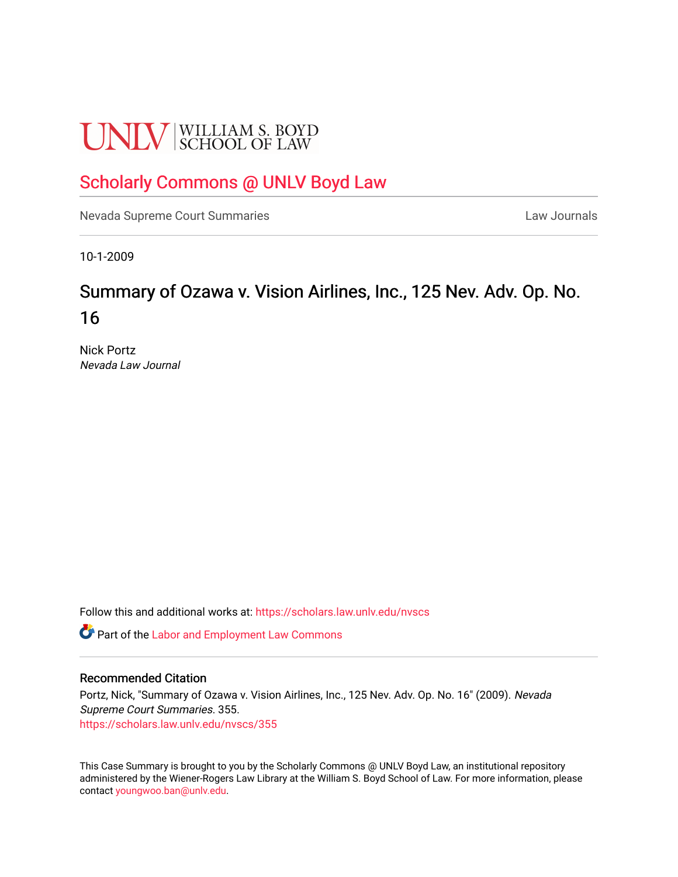UNLV | WILLIAM S. BOYD SCHOOL OF LAW

# Scholarly Commons @ UNLV Boyd Law

Nevada Supreme Court Summaries | Law Journals

10-1-2009

## Summary of Ozawa v. Vision Airlines, Inc., 125 Nev. Adv. Op. No. 16

Nick Portz
*Nevada Law Journal*

Follow this and additional works at: https://scholars.law.unlv.edu/nvscs

Part of the Labor and Employment Law Commons

### Recommended Citation

Portz, Nick, "Summary of Ozawa v. Vision Airlines, Inc., 125 Nev. Adv. Op. No. 16" (2009). *Nevada Supreme Court Summaries*. 355.
https://scholars.law.unlv.edu/nvscs/355

This Case Summary is brought to you by the Scholarly Commons @ UNLV Boyd Law, an institutional repository administered by the Wiener-Rogers Law Library at the William S. Boyd School of Law. For more information, please contact youngwoo.ban@unlv.edu.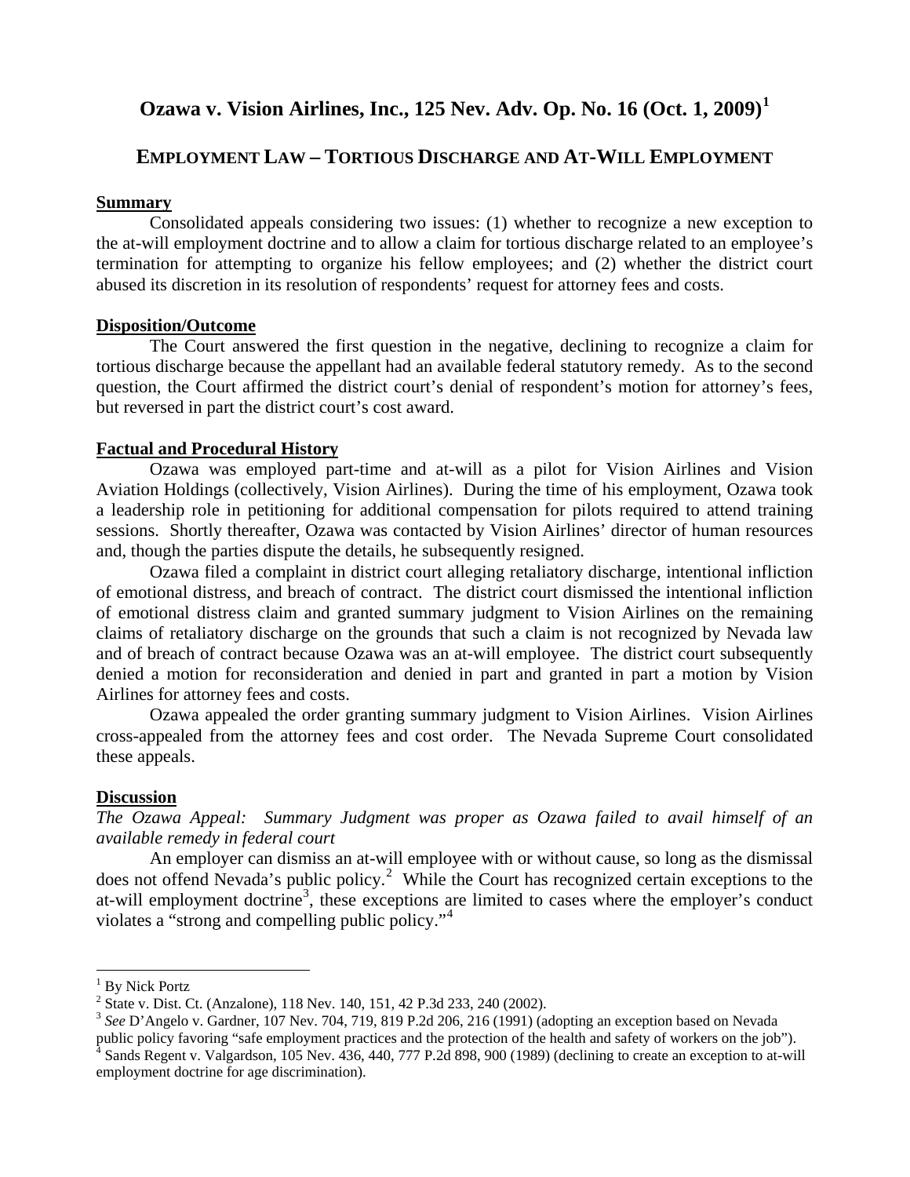# Ozawa v. Vision Airlines, Inc., 125 Nev. Adv. Op. No. 16 (Oct. 1, 2009)[1]

## EMPLOYMENT LAW – TORTIOUS DISCHARGE AND AT-WILL EMPLOYMENT

### Summary

Consolidated appeals considering two issues: (1) whether to recognize a new exception to the at-will employment doctrine and to allow a claim for tortious discharge related to an employee's termination for attempting to organize his fellow employees; and (2) whether the district court abused its discretion in its resolution of respondents' request for attorney fees and costs.

### Disposition/Outcome

The Court answered the first question in the negative, declining to recognize a claim for tortious discharge because the appellant had an available federal statutory remedy. As to the second question, the Court affirmed the district court's denial of respondent's motion for attorney's fees, but reversed in part the district court's cost award.

### Factual and Procedural History

Ozawa was employed part-time and at-will as a pilot for Vision Airlines and Vision Aviation Holdings (collectively, Vision Airlines). During the time of his employment, Ozawa took a leadership role in petitioning for additional compensation for pilots required to attend training sessions. Shortly thereafter, Ozawa was contacted by Vision Airlines' director of human resources and, though the parties dispute the details, he subsequently resigned.

Ozawa filed a complaint in district court alleging retaliatory discharge, intentional infliction of emotional distress, and breach of contract. The district court dismissed the intentional infliction of emotional distress claim and granted summary judgment to Vision Airlines on the remaining claims of retaliatory discharge on the grounds that such a claim is not recognized by Nevada law and of breach of contract because Ozawa was an at-will employee. The district court subsequently denied a motion for reconsideration and denied in part and granted in part a motion by Vision Airlines for attorney fees and costs.

Ozawa appealed the order granting summary judgment to Vision Airlines. Vision Airlines cross-appealed from the attorney fees and cost order. The Nevada Supreme Court consolidated these appeals.

### Discussion

*The Ozawa Appeal: Summary Judgment was proper as Ozawa failed to avail himself of an available remedy in federal court*

An employer can dismiss an at-will employee with or without cause, so long as the dismissal does not offend Nevada's public policy.[2] While the Court has recognized certain exceptions to the at-will employment doctrine[3], these exceptions are limited to cases where the employer's conduct violates a "strong and compelling public policy."[4]

---

[1] By Nick Portz

[2] State v. Dist. Ct. (Anzalone), 118 Nev. 140, 151, 42 P.3d 233, 240 (2002).

[3] *See* D'Angelo v. Gardner, 107 Nev. 704, 719, 819 P.2d 206, 216 (1991) (adopting an exception based on Nevada public policy favoring "safe employment practices and the protection of the health and safety of workers on the job").

[4] Sands Regent v. Valgardson, 105 Nev. 436, 440, 777 P.2d 898, 900 (1989) (declining to create an exception to at-will employment doctrine for age discrimination).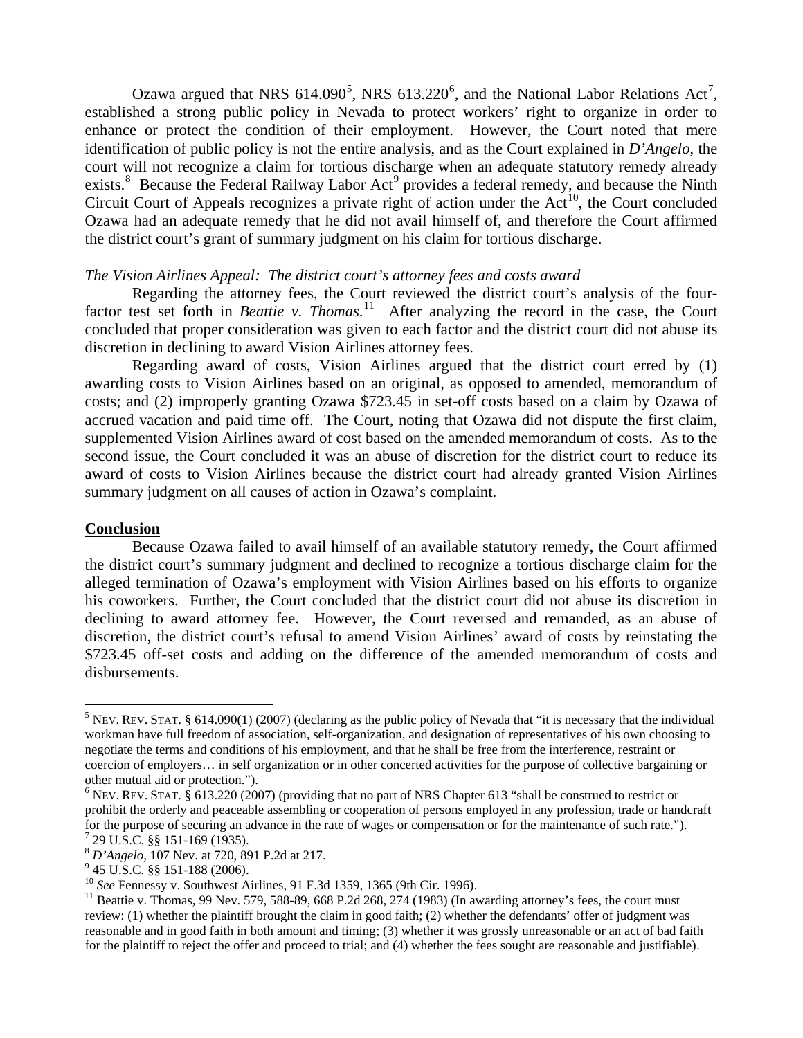Ozawa argued that NRS 614.090[5], NRS 613.220[6], and the National Labor Relations Act[7], established a strong public policy in Nevada to protect workers' right to organize in order to enhance or protect the condition of their employment. However, the Court noted that mere identification of public policy is not the entire analysis, and as the Court explained in *D'Angelo*, the court will not recognize a claim for tortious discharge when an adequate statutory remedy already exists.[8] Because the Federal Railway Labor Act[9] provides a federal remedy, and because the Ninth Circuit Court of Appeals recognizes a private right of action under the Act[10], the Court concluded Ozawa had an adequate remedy that he did not avail himself of, and therefore the Court affirmed the district court's grant of summary judgment on his claim for tortious discharge.

*The Vision Airlines Appeal: The district court's attorney fees and costs award*

Regarding the attorney fees, the Court reviewed the district court's analysis of the four-factor test set forth in *Beattie v. Thomas*.[11] After analyzing the record in the case, the Court concluded that proper consideration was given to each factor and the district court did not abuse its discretion in declining to award Vision Airlines attorney fees.

Regarding award of costs, Vision Airlines argued that the district court erred by (1) awarding costs to Vision Airlines based on an original, as opposed to amended, memorandum of costs; and (2) improperly granting Ozawa $723.45 in set-off costs based on a claim by Ozawa of accrued vacation and paid time off. The Court, noting that Ozawa did not dispute the first claim, supplemented Vision Airlines award of cost based on the amended memorandum of costs. As to the second issue, the Court concluded it was an abuse of discretion for the district court to reduce its award of costs to Vision Airlines because the district court had already granted Vision Airlines summary judgment on all causes of action in Ozawa's complaint.

**Conclusion**

Because Ozawa failed to avail himself of an available statutory remedy, the Court affirmed the district court's summary judgment and declined to recognize a tortious discharge claim for the alleged termination of Ozawa's employment with Vision Airlines based on his efforts to organize his coworkers. Further, the Court concluded that the district court did not abuse its discretion in declining to award attorney fee. However, the Court reversed and remanded, as an abuse of discretion, the district court's refusal to amend Vision Airlines' award of costs by reinstating the $723.45 off-set costs and adding on the difference of the amended memorandum of costs and disbursements.

---

[5] NEV. REV. STAT. § 614.090(1) (2007) (declaring as the public policy of Nevada that "it is necessary that the individual workman have full freedom of association, self-organization, and designation of representatives of his own choosing to negotiate the terms and conditions of his employment, and that he shall be free from the interference, restraint or coercion of employers… in self organization or in other concerted activities for the purpose of collective bargaining or other mutual aid or protection.").

[6] NEV. REV. STAT. § 613.220 (2007) (providing that no part of NRS Chapter 613 "shall be construed to restrict or prohibit the orderly and peaceable assembling or cooperation of persons employed in any profession, trade or handcraft for the purpose of securing an advance in the rate of wages or compensation or for the maintenance of such rate.").

[7] 29 U.S.C. §§ 151-169 (1935).

[8] *D'Angelo*, 107 Nev. at 720, 891 P.2d at 217.

[9] 45 U.S.C. §§ 151-188 (2006).

[10] *See* Fennessy v. Southwest Airlines, 91 F.3d 1359, 1365 (9th Cir. 1996).

[11] Beattie v. Thomas, 99 Nev. 579, 588-89, 668 P.2d 268, 274 (1983) (In awarding attorney's fees, the court must review: (1) whether the plaintiff brought the claim in good faith; (2) whether the defendants' offer of judgment was reasonable and in good faith in both amount and timing; (3) whether it was grossly unreasonable or an act of bad faith for the plaintiff to reject the offer and proceed to trial; and (4) whether the fees sought are reasonable and justifiable).